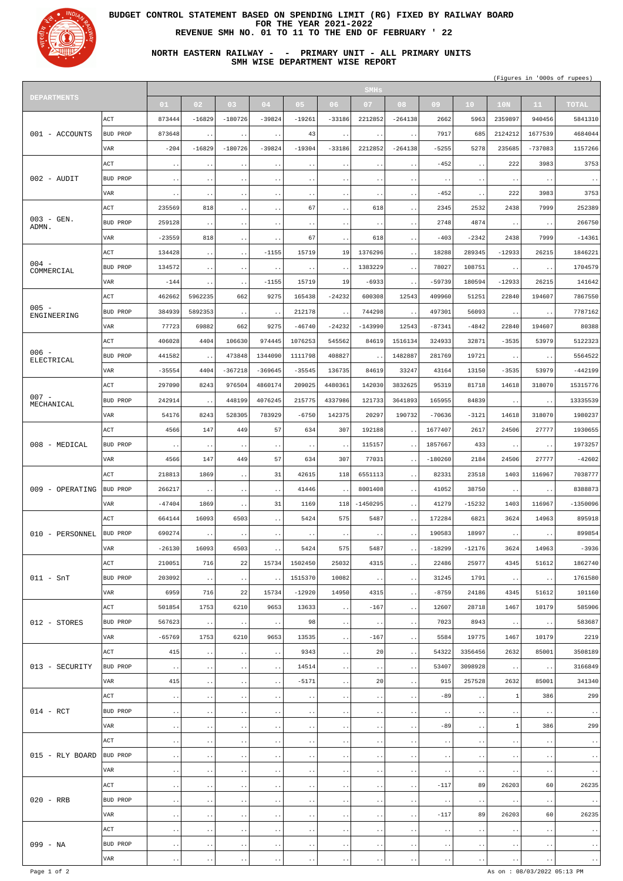# BUDGET CONTROL STATEMENT BASED ON SPENDING LIMIT (RG) FIXED BY RAILWAY BOARD FOR THE YEAR 2021-2022 REVENUE SMH NO. 01 TO 11 TO THE END OF FEBRUARY ' 22

## NORTH EASTERN RAILWAY - - PRIMARY UNIT - ALL PRIMARY UNITS SMH WISE DEPARTMENT WISE REPORT

(Figures in '000s of rupees)

| DEPARTMENTS | | SMHs | | | | | | | | | | | | |
|---|---|---|---|---|---|---|---|---|---|---|---|---|---|---|
| | | 01 | 02 | 03 | 04 | 05 | 06 | 07 | 08 | 09 | 10 | 10N | 11 | TOTAL |
| 001 - ACCOUNTS | ACT | 873444 | -16829 | -180726 | -39824 | -19261 | -33186 | 2212852 | -264138 | 2662 | 5963 | 2359897 | 940456 | 5841310 |
| | BUD PROP | 873648 | .. | .. | .. | 43 | .. | .. | .. | 7917 | 685 | 2124212 | 1677539 | 4684044 |
| | VAR | -204 | -16829 | -180726 | -39824 | -19304 | -33186 | 2212852 | -264138 | -5255 | 5278 | 235685 | -737083 | 1157266 |
| 002 - AUDIT | ACT | .. | .. | .. | .. | .. | .. | .. | .. | -452 | .. | 222 | 3983 | 3753 |
| | BUD PROP | .. | .. | .. | .. | .. | .. | .. | .. | .. | .. | .. | .. | .. |
| | VAR | .. | .. | .. | .. | .. | .. | .. | .. | -452 | .. | 222 | 3983 | 3753 |
| 003 - GEN. ADMN. | ACT | 235569 | 818 | .. | .. | 67 | .. | 618 | .. | 2345 | 2532 | 2438 | 7999 | 252389 |
| | BUD PROP | 259128 | .. | .. | .. | .. | .. | .. | .. | 2748 | 4874 | .. | .. | 266750 |
| | VAR | -23559 | 818 | .. | .. | 67 | .. | 618 | .. | -403 | -2342 | 2438 | 7999 | -14361 |
| 004 - COMMERCIAL | ACT | 134428 | .. | .. | -1155 | 15719 | 19 | 1376296 | .. | 18288 | 289345 | -12933 | 26215 | 1846221 |
| | BUD PROP | 134572 | .. | .. | .. | .. | .. | 1383229 | .. | 78027 | 108751 | .. | .. | 1704579 |
| | VAR | -144 | .. | .. | -1155 | 15719 | 19 | -6933 | .. | -59739 | 180594 | -12933 | 26215 | 141642 |
| 005 - ENGINEERING | ACT | 462662 | 5962235 | 662 | 9275 | 165438 | -24232 | 600308 | 12543 | 409960 | 51251 | 22840 | 194607 | 7867550 |
| | BUD PROP | 384939 | 5892353 | .. | .. | 212178 | .. | 744298 | .. | 497301 | 56093 | .. | .. | 7787162 |
| | VAR | 77723 | 69882 | 662 | 9275 | -46740 | -24232 | -143990 | 12543 | -87341 | -4842 | 22840 | 194607 | 80388 |
| 006 - ELECTRICAL | ACT | 406028 | 4404 | 106630 | 974445 | 1076253 | 545562 | 84619 | 1516134 | 324933 | 32871 | -3535 | 53979 | 5122323 |
| | BUD PROP | 441582 | .. | 473848 | 1344090 | 1111798 | 408827 | .. | 1482887 | 281769 | 19721 | .. | .. | 5564522 |
| | VAR | -35554 | 4404 | -367218 | -369645 | -35545 | 136735 | 84619 | 33247 | 43164 | 13150 | -3535 | 53979 | -442199 |
| 007 - MECHANICAL | ACT | 297090 | 8243 | 976504 | 4860174 | 209025 | 4480361 | 142030 | 3832625 | 95319 | 81718 | 14618 | 318070 | 15315776 |
| | BUD PROP | 242914 | .. | 448199 | 4076245 | 215775 | 4337986 | 121733 | 3641893 | 165955 | 84839 | .. | .. | 13335539 |
| | VAR | 54176 | 8243 | 528305 | 783929 | -6750 | 142375 | 20297 | 190732 | -70636 | -3121 | 14618 | 318070 | 1980237 |
| 008 - MEDICAL | ACT | 4566 | 147 | 449 | 57 | 634 | 307 | 192188 | .. | 1677407 | 2617 | 24506 | 27777 | 1930655 |
| | BUD PROP | .. | .. | .. | .. | .. | .. | 115157 | .. | 1857667 | 433 | .. | .. | 1973257 |
| | VAR | 4566 | 147 | 449 | 57 | 634 | 307 | 77031 | .. | -180260 | 2184 | 24506 | 27777 | -42602 |
| 009 - OPERATING | ACT | 218813 | 1869 | .. | 31 | 42615 | 118 | 6551113 | .. | 82331 | 23518 | 1403 | 116967 | 7038777 |
| | BUD PROP | 266217 | .. | .. | .. | 41446 | .. | 8001408 | .. | 41052 | 38750 | .. | .. | 8388873 |
| | VAR | -47404 | 1869 | .. | 31 | 1169 | 118 | -1450295 | .. | 41279 | -15232 | 1403 | 116967 | -1350096 |
| 010 - PERSONNEL | ACT | 664144 | 16093 | 6503 | .. | 5424 | 575 | 5487 | .. | 172284 | 6821 | 3624 | 14963 | 895918 |
| | BUD PROP | 690274 | .. | .. | .. | .. | .. | .. | .. | 190583 | 18997 | .. | .. | 899854 |
| | VAR | -26130 | 16093 | 6503 | .. | 5424 | 575 | 5487 | .. | -18299 | -12176 | 3624 | 14963 | -3936 |
| 011 - SnT | ACT | 210051 | 716 | 22 | 15734 | 1502450 | 25032 | 4315 | .. | 22486 | 25977 | 4345 | 51612 | 1862740 |
| | BUD PROP | 203092 | .. | .. | .. | 1515370 | 10082 | .. | .. | 31245 | 1791 | .. | .. | 1761580 |
| | VAR | 6959 | 716 | 22 | 15734 | -12920 | 14950 | 4315 | .. | -8759 | 24186 | 4345 | 51612 | 101160 |
| 012 - STORES | ACT | 501854 | 1753 | 6210 | 9653 | 13633 | .. | -167 | .. | 12607 | 28718 | 1467 | 10179 | 585906 |
| | BUD PROP | 567623 | .. | .. | .. | 98 | .. | .. | .. | 7023 | 8943 | .. | .. | 583687 |
| | VAR | -65769 | 1753 | 6210 | 9653 | 13535 | .. | -167 | .. | 5584 | 19775 | 1467 | 10179 | 2219 |
| 013 - SECURITY | ACT | 415 | .. | .. | .. | 9343 | .. | 20 | .. | 54322 | 3356456 | 2632 | 85001 | 3508189 |
| | BUD PROP | .. | .. | .. | .. | 14514 | .. | .. | .. | 53407 | 3098928 | .. | .. | 3166849 |
| | VAR | 415 | .. | .. | .. | -5171 | .. | 20 | .. | 915 | 257528 | 2632 | 85001 | 341340 |
| 014 - RCT | ACT | .. | .. | .. | .. | .. | .. | .. | .. | -89 | .. | 1 | 386 | 299 |
| | BUD PROP | .. | .. | .. | .. | .. | .. | .. | .. | .. | .. | .. | .. | .. |
| | VAR | .. | .. | .. | .. | .. | .. | .. | .. | -89 | .. | 1 | 386 | 299 |
| 015 - RLY BOARD | ACT | .. | .. | .. | .. | .. | .. | .. | .. | .. | .. | .. | .. | .. |
| | BUD PROP | .. | .. | .. | .. | .. | .. | .. | .. | .. | .. | .. | .. | .. |
| | VAR | .. | .. | .. | .. | .. | .. | .. | .. | .. | .. | .. | .. | .. |
| 020 - RRB | ACT | .. | .. | .. | .. | .. | .. | .. | .. | -117 | 89 | 26203 | 60 | 26235 |
| | BUD PROP | .. | .. | .. | .. | .. | .. | .. | .. | .. | .. | .. | .. | .. |
| | VAR | .. | .. | .. | .. | .. | .. | .. | .. | -117 | 89 | 26203 | 60 | 26235 |
| 099 - NA | ACT | .. | .. | .. | .. | .. | .. | .. | .. | .. | .. | .. | .. | .. |
| | BUD PROP | .. | .. | .. | .. | .. | .. | .. | .. | .. | .. | .. | .. | .. |
| | VAR | .. | .. | .. | .. | .. | .. | .. | .. | .. | .. | .. | .. | .. |

As on : 08/03/2022 05:13 PM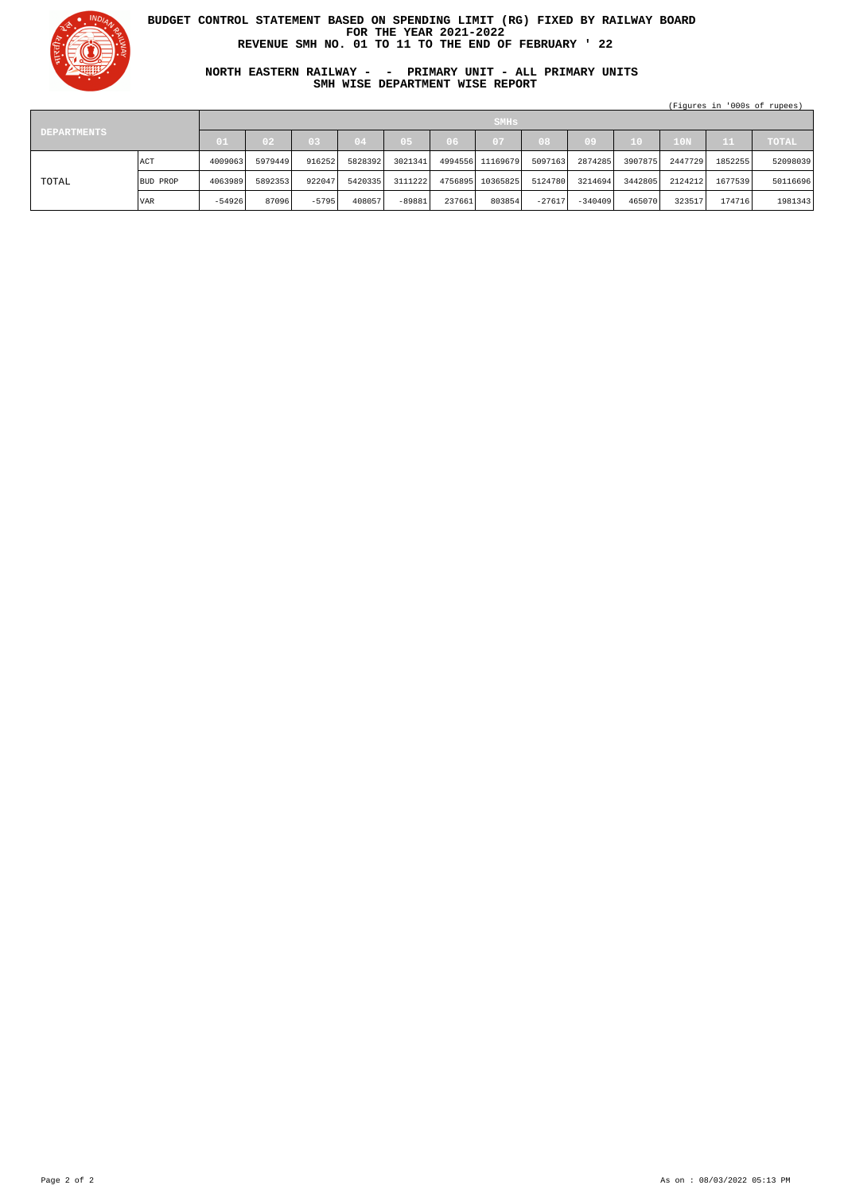# BUDGET CONTROL STATEMENT BASED ON SPENDING LIMIT (RG) FIXED BY RAILWAY BOARD
## FOR THE YEAR 2021-2022
## REVENUE SMH NO. 01 TO 11 TO THE END OF FEBRUARY ' 22

### NORTH EASTERN RAILWAY - - PRIMARY UNIT - ALL PRIMARY UNITS
### SMH WISE DEPARTMENT WISE REPORT

(Figures in '000s of rupees)

| DEPARTMENTS | | SMHs | | | | | | | | | | | | |
|---|---|---|---|---|---|---|---|---|---|---|---|---|---|---|
| | | 01 | 02 | 03 | 04 | 05 | 06 | 07 | 08 | 09 | 10 | 10N | 11 | TOTAL |
| TOTAL | ACT | 4009063 | 5979449 | 916252 | 5828392 | 3021341 | 4994556 | 11169679 | 5097163 | 2874285 | 3907875 | 2447729 | 1852255 | 52098039 |
| | BUD PROP | 4063989 | 5892353 | 922047 | 5420335 | 3111222 | 4756895 | 10365825 | 5124780 | 3214694 | 3442805 | 2124212 | 1677539 | 50116696 |
| | VAR | -54926 | 87096 | -5795 | 408057 | -89881 | 237661 | 803854 | -27617 | -340409 | 465070 | 323517 | 174716 | 1981343 |

As on : 08/03/2022 05:13 PM